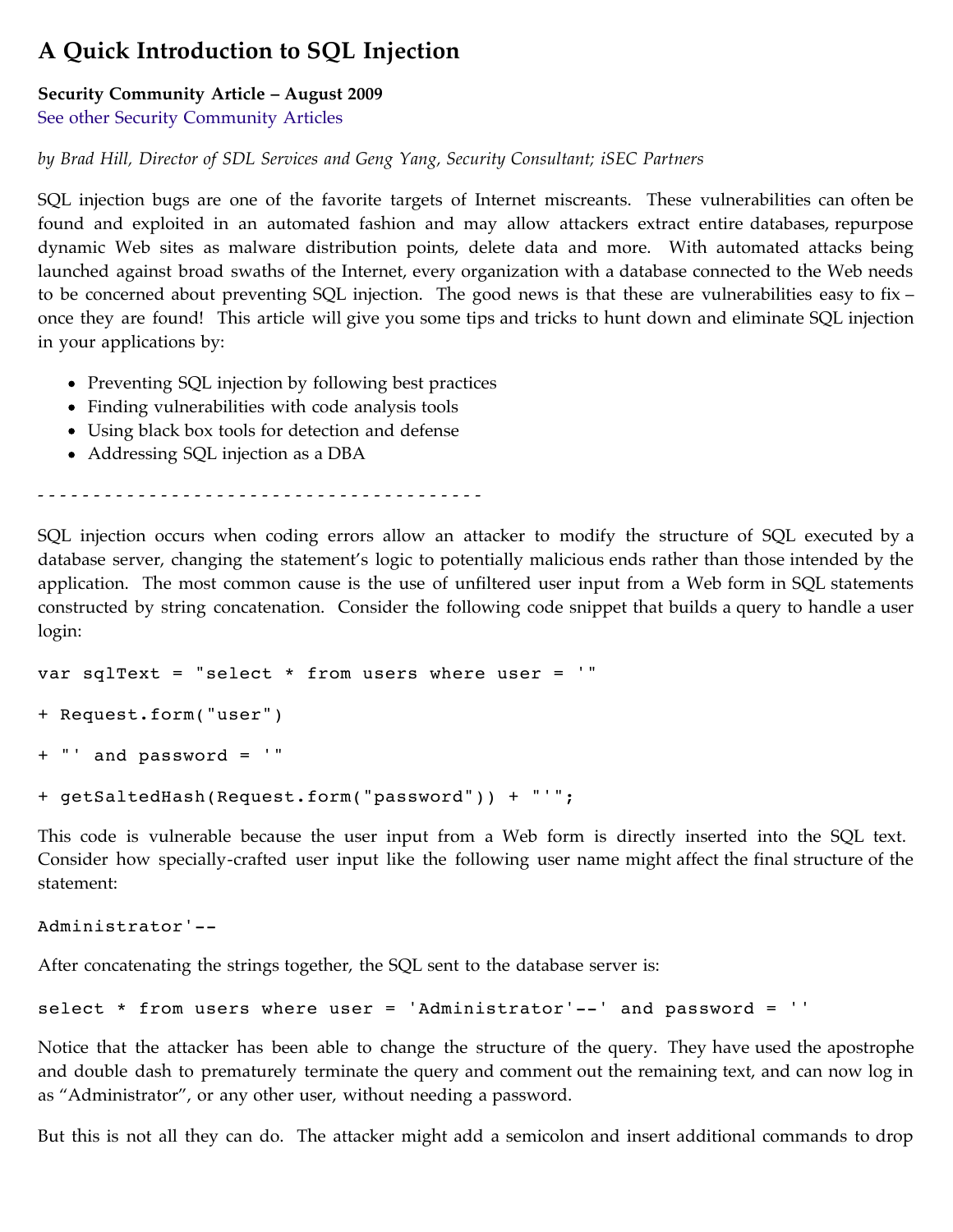# A Quick Introduction to SQL Injection

**Security Community Article – August 2009**
See other Security Community Articles

*by Brad Hill, Director of SDL Services and Geng Yang, Security Consultant; iSEC Partners*

SQL injection bugs are one of the favorite targets of Internet miscreants. These vulnerabilities can often be found and exploited in an automated fashion and may allow attackers extract entire databases, repurpose dynamic Web sites as malware distribution points, delete data and more. With automated attacks being launched against broad swaths of the Internet, every organization with a database connected to the Web needs to be concerned about preventing SQL injection. The good news is that these are vulnerabilities easy to fix – once they are found! This article will give you some tips and tricks to hunt down and eliminate SQL injection in your applications by:

- Preventing SQL injection by following best practices
- Finding vulnerabilities with code analysis tools
- Using black box tools for detection and defense
- Addressing SQL injection as a DBA

- - - - - - - - - - - - - - - - - - - - - - - - - - - - - - - - - - - - - - -

SQL injection occurs when coding errors allow an attacker to modify the structure of SQL executed by a database server, changing the statement's logic to potentially malicious ends rather than those intended by the application. The most common cause is the use of unfiltered user input from a Web form in SQL statements constructed by string concatenation. Consider the following code snippet that builds a query to handle a user login:

```
var sqlText = "select * from users where user = '"

+ Request.form("user")

+ "' and password = '"

+ getSaltedHash(Request.form("password")) + "'";
```

This code is vulnerable because the user input from a Web form is directly inserted into the SQL text. Consider how specially-crafted user input like the following user name might affect the final structure of the statement:

```
Administrator'--
```

After concatenating the strings together, the SQL sent to the database server is:

```
select * from users where user = 'Administrator'--' and password = ''
```

Notice that the attacker has been able to change the structure of the query. They have used the apostrophe and double dash to prematurely terminate the query and comment out the remaining text, and can now log in as "Administrator", or any other user, without needing a password.

But this is not all they can do. The attacker might add a semicolon and insert additional commands to drop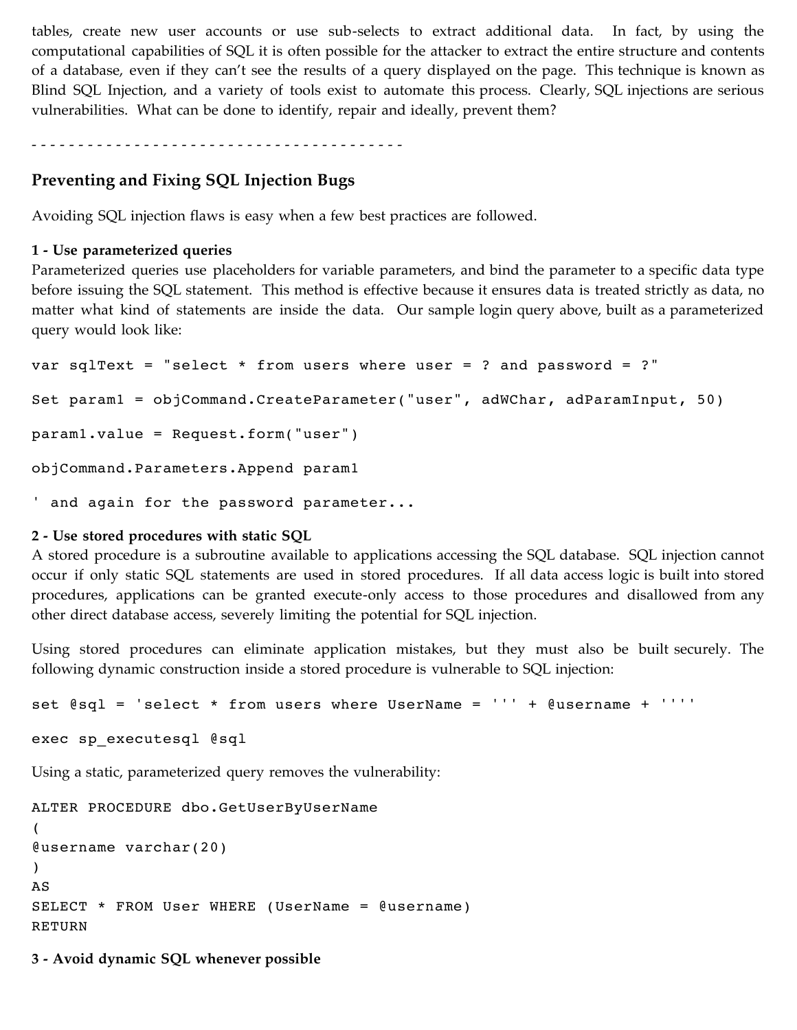tables, create new user accounts or use sub-selects to extract additional data. In fact, by using the computational capabilities of SQL it is often possible for the attacker to extract the entire structure and contents of a database, even if they can't see the results of a query displayed on the page. This technique is known as Blind SQL Injection, and a variety of tools exist to automate this process. Clearly, SQL injections are serious vulnerabilities. What can be done to identify, repair and ideally, prevent them?

- - - - - - - - - - - - - - - - - - - - - - - - - - - - - - - - - - - - - - - -

## Preventing and Fixing SQL Injection Bugs

Avoiding SQL injection flaws is easy when a few best practices are followed.

**1 - Use parameterized queries**

Parameterized queries use placeholders for variable parameters, and bind the parameter to a specific data type before issuing the SQL statement. This method is effective because it ensures data is treated strictly as data, no matter what kind of statements are inside the data. Our sample login query above, built as a parameterized query would look like:

```
var sqlText = "select * from users where user = ? and password = ?"

Set param1 = objCommand.CreateParameter("user", adWChar, adParamInput, 50)

param1.value = Request.form("user")

objCommand.Parameters.Append param1

' and again for the password parameter...
```

**2 - Use stored procedures with static SQL**

A stored procedure is a subroutine available to applications accessing the SQL database. SQL injection cannot occur if only static SQL statements are used in stored procedures. If all data access logic is built into stored procedures, applications can be granted execute-only access to those procedures and disallowed from any other direct database access, severely limiting the potential for SQL injection.

Using stored procedures can eliminate application mistakes, but they must also be built securely. The following dynamic construction inside a stored procedure is vulnerable to SQL injection:

```
set @sql = 'select * from users where UserName = ''' + @username + ''''

exec sp_executesql @sql
```

Using a static, parameterized query removes the vulnerability:

```
ALTER PROCEDURE dbo.GetUserByUserName
(
@username varchar(20)
)
AS
SELECT * FROM User WHERE (UserName = @username)
RETURN
```

**3 - Avoid dynamic SQL whenever possible**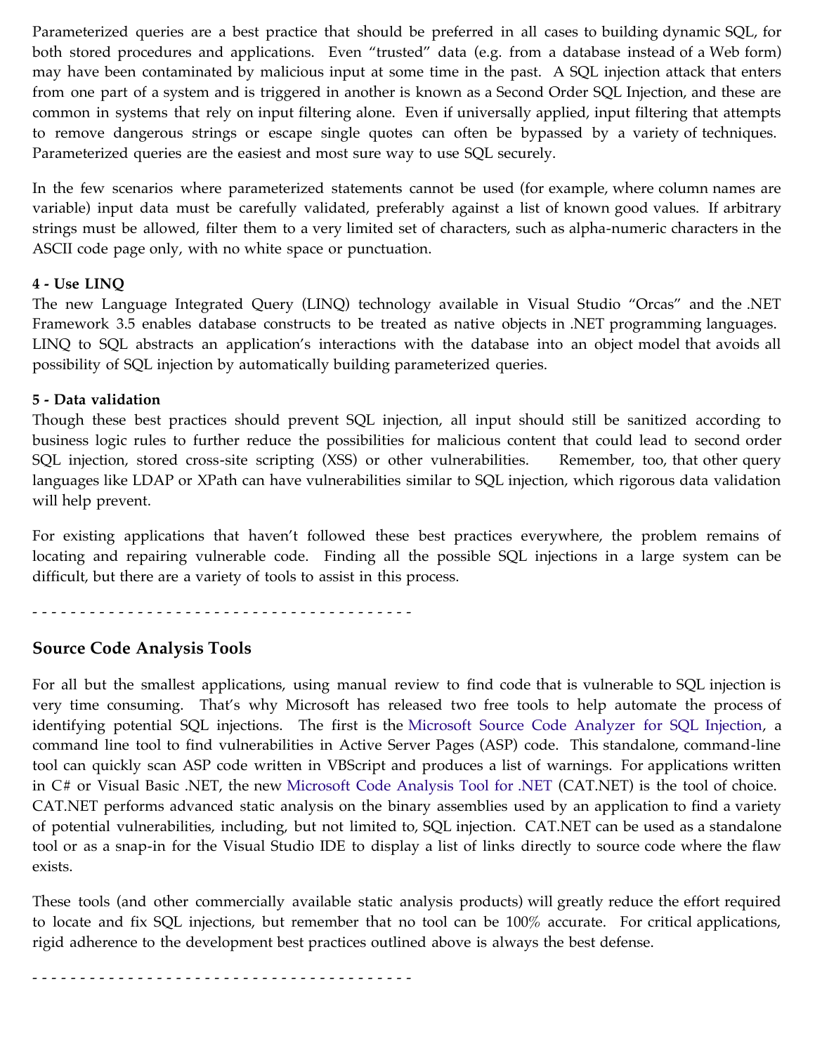Parameterized queries are a best practice that should be preferred in all cases to building dynamic SQL, for both stored procedures and applications. Even "trusted" data (e.g. from a database instead of a Web form) may have been contaminated by malicious input at some time in the past. A SQL injection attack that enters from one part of a system and is triggered in another is known as a Second Order SQL Injection, and these are common in systems that rely on input filtering alone. Even if universally applied, input filtering that attempts to remove dangerous strings or escape single quotes can often be bypassed by a variety of techniques. Parameterized queries are the easiest and most sure way to use SQL securely.

In the few scenarios where parameterized statements cannot be used (for example, where column names are variable) input data must be carefully validated, preferably against a list of known good values. If arbitrary strings must be allowed, filter them to a very limited set of characters, such as alpha-numeric characters in the ASCII code page only, with no white space or punctuation.

**4 - Use LINQ**

The new Language Integrated Query (LINQ) technology available in Visual Studio "Orcas" and the .NET Framework 3.5 enables database constructs to be treated as native objects in .NET programming languages. LINQ to SQL abstracts an application's interactions with the database into an object model that avoids all possibility of SQL injection by automatically building parameterized queries.

**5 - Data validation**

Though these best practices should prevent SQL injection, all input should still be sanitized according to business logic rules to further reduce the possibilities for malicious content that could lead to second order SQL injection, stored cross-site scripting (XSS) or other vulnerabilities. Remember, too, that other query languages like LDAP or XPath can have vulnerabilities similar to SQL injection, which rigorous data validation will help prevent.

For existing applications that haven't followed these best practices everywhere, the problem remains of locating and repairing vulnerable code. Finding all the possible SQL injections in a large system can be difficult, but there are a variety of tools to assist in this process.

- - - - - - - - - - - - - - - - - - - - - - - - - - - - - - - - - - - - - - - -

## Source Code Analysis Tools

For all but the smallest applications, using manual review to find code that is vulnerable to SQL injection is very time consuming. That's why Microsoft has released two free tools to help automate the process of identifying potential SQL injections. The first is the Microsoft Source Code Analyzer for SQL Injection, a command line tool to find vulnerabilities in Active Server Pages (ASP) code. This standalone, command-line tool can quickly scan ASP code written in VBScript and produces a list of warnings. For applications written in C# or Visual Basic .NET, the new Microsoft Code Analysis Tool for .NET (CAT.NET) is the tool of choice. CAT.NET performs advanced static analysis on the binary assemblies used by an application to find a variety of potential vulnerabilities, including, but not limited to, SQL injection. CAT.NET can be used as a standalone tool or as a snap-in for the Visual Studio IDE to display a list of links directly to source code where the flaw exists.

These tools (and other commercially available static analysis products) will greatly reduce the effort required to locate and fix SQL injections, but remember that no tool can be 100% accurate. For critical applications, rigid adherence to the development best practices outlined above is always the best defense.

- - - - - - - - - - - - - - - - - - - - - - - - - - - - - - - - - - - - - - - -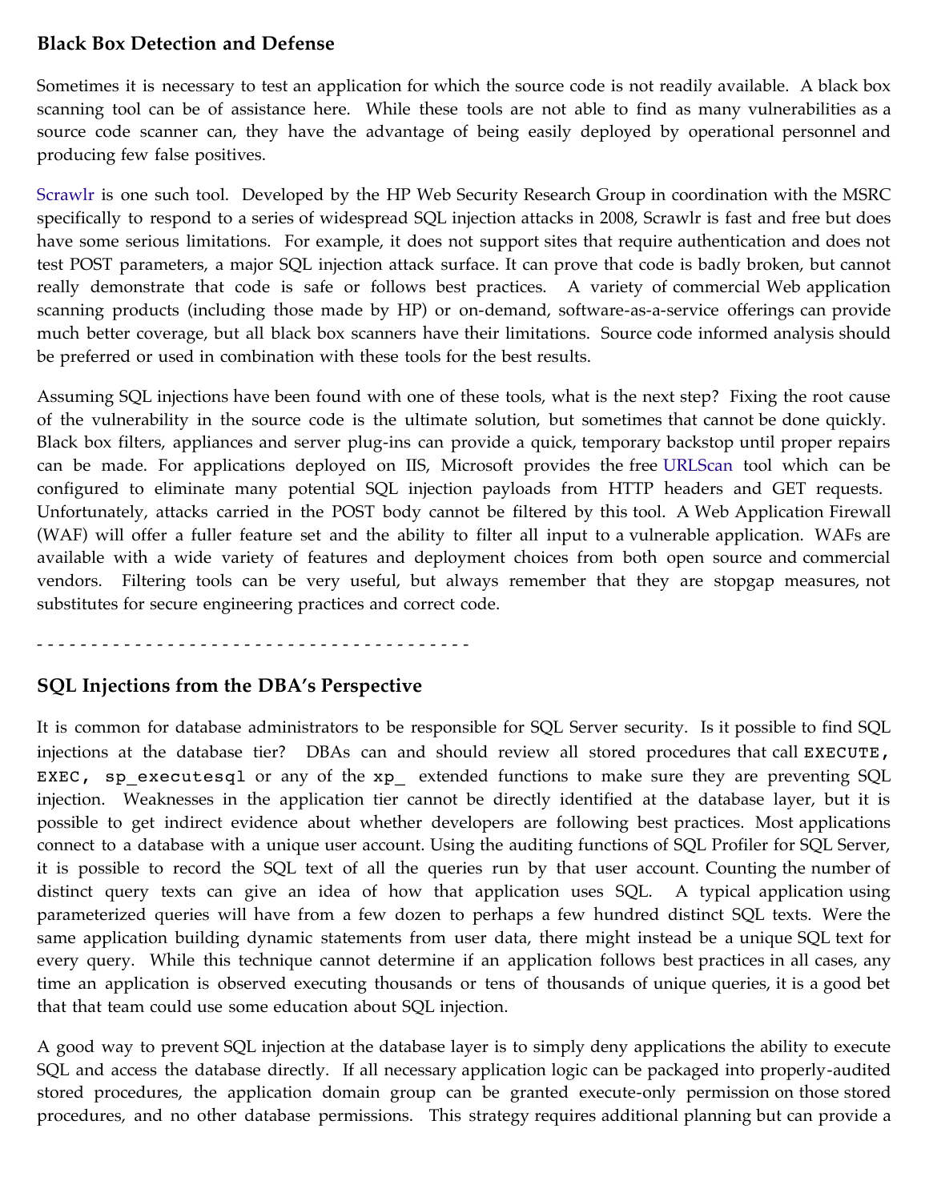### Black Box Detection and Defense

Sometimes it is necessary to test an application for which the source code is not readily available. A black box scanning tool can be of assistance here. While these tools are not able to find as many vulnerabilities as a source code scanner can, they have the advantage of being easily deployed by operational personnel and producing few false positives.

Scrawlr is one such tool. Developed by the HP Web Security Research Group in coordination with the MSRC specifically to respond to a series of widespread SQL injection attacks in 2008, Scrawlr is fast and free but does have some serious limitations. For example, it does not support sites that require authentication and does not test POST parameters, a major SQL injection attack surface. It can prove that code is badly broken, but cannot really demonstrate that code is safe or follows best practices. A variety of commercial Web application scanning products (including those made by HP) or on-demand, software-as-a-service offerings can provide much better coverage, but all black box scanners have their limitations. Source code informed analysis should be preferred or used in combination with these tools for the best results.

Assuming SQL injections have been found with one of these tools, what is the next step? Fixing the root cause of the vulnerability in the source code is the ultimate solution, but sometimes that cannot be done quickly. Black box filters, appliances and server plug-ins can provide a quick, temporary backstop until proper repairs can be made. For applications deployed on IIS, Microsoft provides the free URLScan tool which can be configured to eliminate many potential SQL injection payloads from HTTP headers and GET requests. Unfortunately, attacks carried in the POST body cannot be filtered by this tool. A Web Application Firewall (WAF) will offer a fuller feature set and the ability to filter all input to a vulnerable application. WAFs are available with a wide variety of features and deployment choices from both open source and commercial vendors. Filtering tools can be very useful, but always remember that they are stopgap measures, not substitutes for secure engineering practices and correct code.

- - - - - - - - - - - - - - - - - - - - - - - - - - - - - - - - - - - - - - - -

### SQL Injections from the DBA's Perspective

It is common for database administrators to be responsible for SQL Server security. Is it possible to find SQL injections at the database tier? DBAs can and should review all stored procedures that call `EXECUTE`, `EXEC`, `sp_executesql` or any of the `xp_` extended functions to make sure they are preventing SQL injection. Weaknesses in the application tier cannot be directly identified at the database layer, but it is possible to get indirect evidence about whether developers are following best practices. Most applications connect to a database with a unique user account. Using the auditing functions of SQL Profiler for SQL Server, it is possible to record the SQL text of all the queries run by that user account. Counting the number of distinct query texts can give an idea of how that application uses SQL. A typical application using parameterized queries will have from a few dozen to perhaps a few hundred distinct SQL texts. Were the same application building dynamic statements from user data, there might instead be a unique SQL text for every query. While this technique cannot determine if an application follows best practices in all cases, any time an application is observed executing thousands or tens of thousands of unique queries, it is a good bet that that team could use some education about SQL injection.

A good way to prevent SQL injection at the database layer is to simply deny applications the ability to execute SQL and access the database directly. If all necessary application logic can be packaged into properly-audited stored procedures, the application domain group can be granted execute-only permission on those stored procedures, and no other database permissions. This strategy requires additional planning but can provide a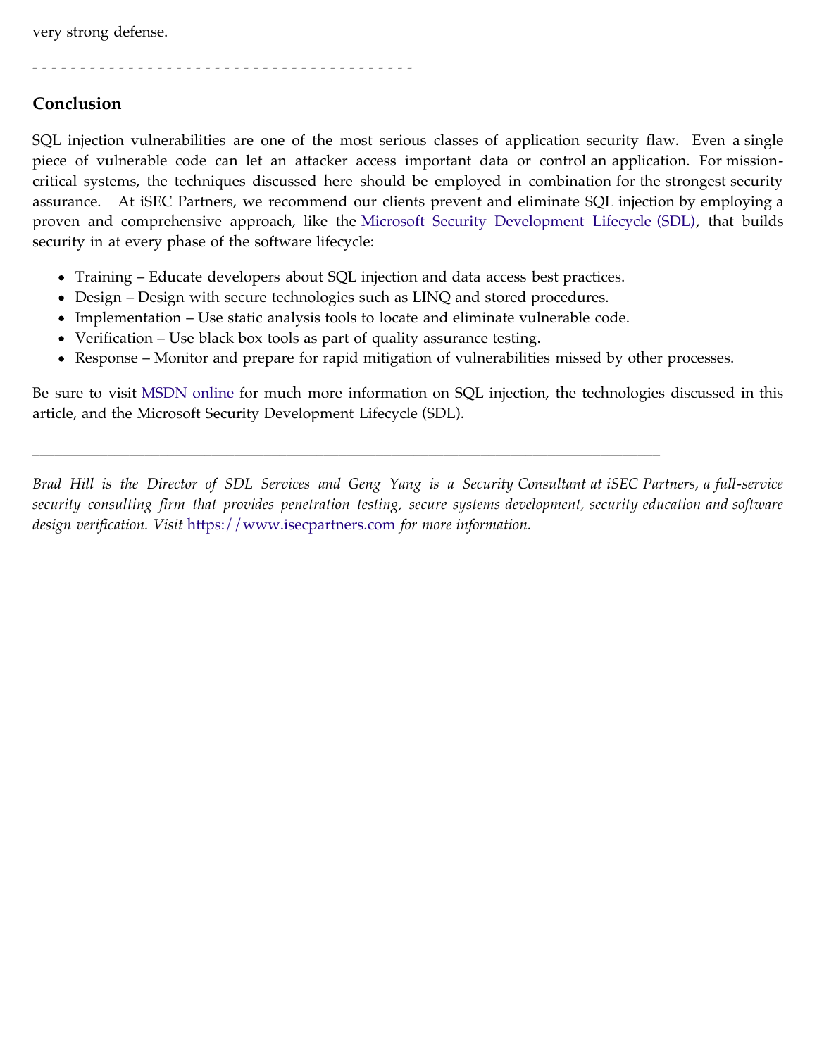very strong defense.

- - - - - - - - - - - - - - - - - - - - - - - - - - - - - - - - - - - - - - - -

## Conclusion

SQL injection vulnerabilities are one of the most serious classes of application security flaw. Even a single piece of vulnerable code can let an attacker access important data or control an application. For mission-critical systems, the techniques discussed here should be employed in combination for the strongest security assurance. At iSEC Partners, we recommend our clients prevent and eliminate SQL injection by employing a proven and comprehensive approach, like the Microsoft Security Development Lifecycle (SDL), that builds security in at every phase of the software lifecycle:

- Training – Educate developers about SQL injection and data access best practices.
- Design – Design with secure technologies such as LINQ and stored procedures.
- Implementation – Use static analysis tools to locate and eliminate vulnerable code.
- Verification – Use black box tools as part of quality assurance testing.
- Response – Monitor and prepare for rapid mitigation of vulnerabilities missed by other processes.

Be sure to visit MSDN online for much more information on SQL injection, the technologies discussed in this article, and the Microsoft Security Development Lifecycle (SDL).

---

*Brad Hill is the Director of SDL Services and Geng Yang is a Security Consultant at iSEC Partners, a full-service security consulting firm that provides penetration testing, secure systems development, security education and software design verification. Visit* https://www.isecpartners.com *for more information.*